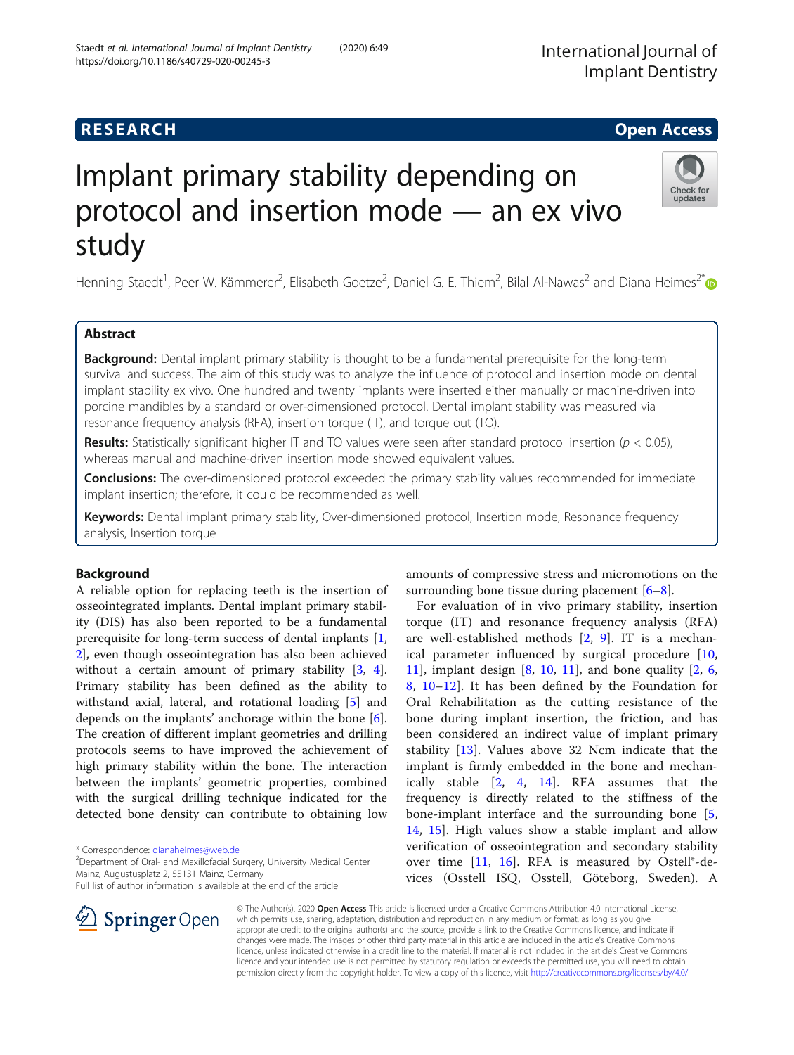RESEARCH

Open Access

# Implant primary stability depending on protocol and insertion mode — an ex vivo study

Henning Staedt[1], Peer W. Kämmerer[2], Elisabeth Goetze[2], Daniel G. E. Thiem[2], Bilal Al-Nawas[2] and Diana Heimes[2*]

## Abstract

**Background:** Dental implant primary stability is thought to be a fundamental prerequisite for the long-term survival and success. The aim of this study was to analyze the influence of protocol and insertion mode on dental implant stability ex vivo. One hundred and twenty implants were inserted either manually or machine-driven into porcine mandibles by a standard or over-dimensioned protocol. Dental implant stability was measured via resonance frequency analysis (RFA), insertion torque (IT), and torque out (TO).

**Results:** Statistically significant higher IT and TO values were seen after standard protocol insertion ($p < 0.05$), whereas manual and machine-driven insertion mode showed equivalent values.

**Conclusions:** The over-dimensioned protocol exceeded the primary stability values recommended for immediate implant insertion; therefore, it could be recommended as well.

**Keywords:** Dental implant primary stability, Over-dimensioned protocol, Insertion mode, Resonance frequency analysis, Insertion torque

## Background

A reliable option for replacing teeth is the insertion of osseointegrated implants. Dental implant primary stability (DIS) has also been reported to be a fundamental prerequisite for long-term success of dental implants [1, 2], even though osseointegration has also been achieved without a certain amount of primary stability [3, 4]. Primary stability has been defined as the ability to withstand axial, lateral, and rotational loading [5] and depends on the implants' anchorage within the bone [6]. The creation of different implant geometries and drilling protocols seems to have improved the achievement of high primary stability within the bone. The interaction between the implants' geometric properties, combined with the surgical drilling technique indicated for the detected bone density can contribute to obtaining low amounts of compressive stress and micromotions on the surrounding bone tissue during placement [6–8].

For evaluation of in vivo primary stability, insertion torque (IT) and resonance frequency analysis (RFA) are well-established methods [2, 9]. IT is a mechanical parameter influenced by surgical procedure [10, 11], implant design [8, 10, 11], and bone quality [2, 6, 8, 10–12]. It has been defined by the Foundation for Oral Rehabilitation as the cutting resistance of the bone during implant insertion, the friction, and has been considered an indirect value of implant primary stability [13]. Values above 32 Ncm indicate that the implant is firmly embedded in the bone and mechanically stable [2, 4, 14]. RFA assumes that the frequency is directly related to the stiffness of the bone-implant interface and the surrounding bone [5, 14, 15]. High values show a stable implant and allow verification of osseointegration and secondary stability over time [11, 16]. RFA is measured by Ostell®-devices (Osstell ISQ, Osstell, Göteborg, Sweden). A

* Correspondence: dianaheimes@web.de
[2]Department of Oral- and Maxillofacial Surgery, University Medical Center Mainz, Augustusplatz 2, 55131 Mainz, Germany
Full list of author information is available at the end of the article

© The Author(s). 2020 **Open Access** This article is licensed under a Creative Commons Attribution 4.0 International License, which permits use, sharing, adaptation, distribution and reproduction in any medium or format, as long as you give appropriate credit to the original author(s) and the source, provide a link to the Creative Commons licence, and indicate if changes were made. The images or other third party material in this article are included in the article's Creative Commons licence, unless indicated otherwise in a credit line to the material. If material is not included in the article's Creative Commons licence and your intended use is not permitted by statutory regulation or exceeds the permitted use, you will need to obtain permission directly from the copyright holder. To view a copy of this licence, visit http://creativecommons.org/licenses/by/4.0/.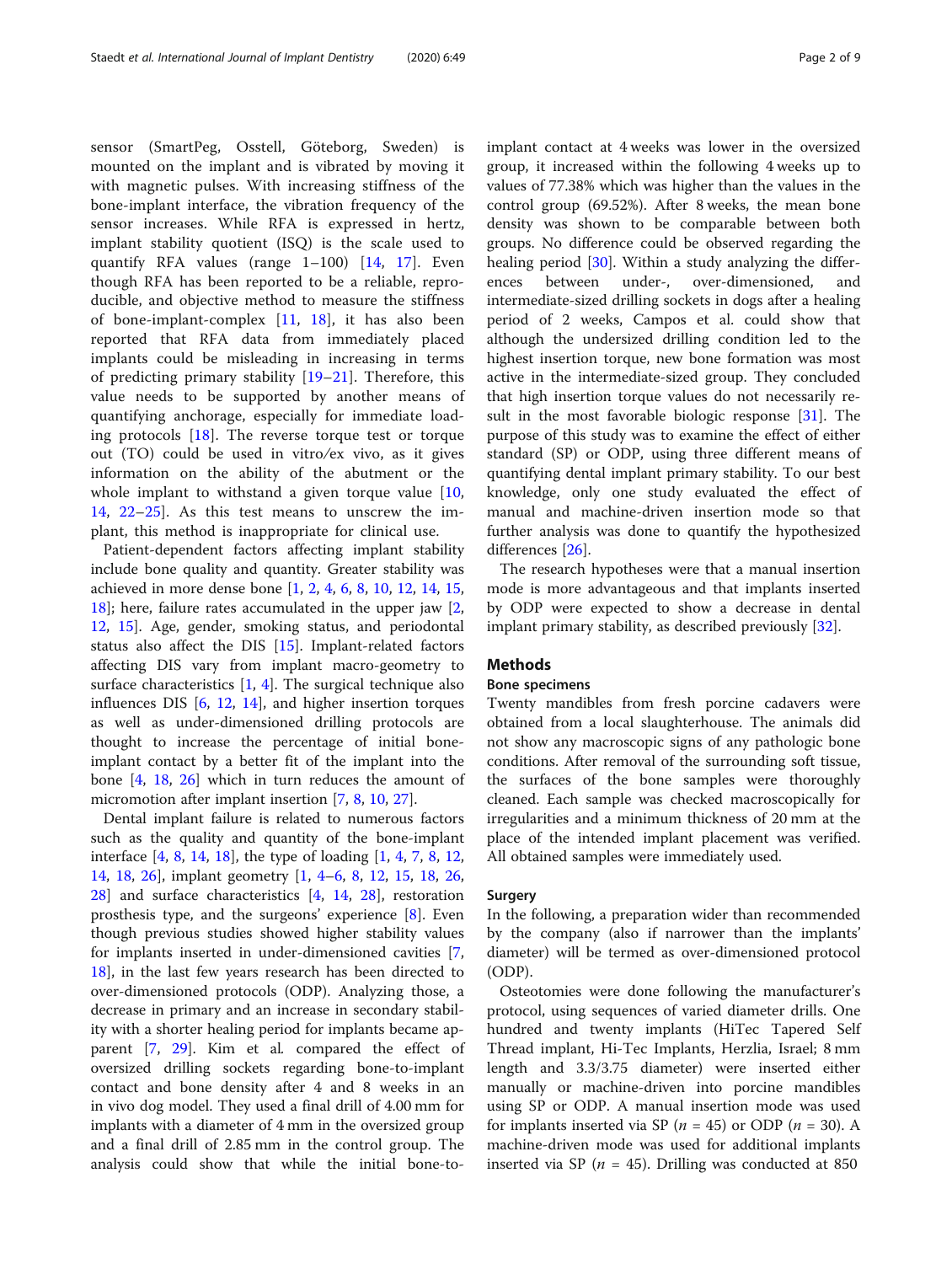sensor (SmartPeg, Osstell, Göteborg, Sweden) is mounted on the implant and is vibrated by moving it with magnetic pulses. With increasing stiffness of the bone-implant interface, the vibration frequency of the sensor increases. While RFA is expressed in hertz, implant stability quotient (ISQ) is the scale used to quantify RFA values (range 1–100) [14, 17]. Even though RFA has been reported to be a reliable, reproducible, and objective method to measure the stiffness of bone-implant-complex [11, 18], it has also been reported that RFA data from immediately placed implants could be misleading in increasing in terms of predicting primary stability [19–21]. Therefore, this value needs to be supported by another means of quantifying anchorage, especially for immediate loading protocols [18]. The reverse torque test or torque out (TO) could be used in vitro/ex vivo, as it gives information on the ability of the abutment or the whole implant to withstand a given torque value [10, 14, 22–25]. As this test means to unscrew the implant, this method is inappropriate for clinical use.

Patient-dependent factors affecting implant stability include bone quality and quantity. Greater stability was achieved in more dense bone [1, 2, 4, 6, 8, 10, 12, 14, 15, 18]; here, failure rates accumulated in the upper jaw [2, 12, 15]. Age, gender, smoking status, and periodontal status also affect the DIS [15]. Implant-related factors affecting DIS vary from implant macro-geometry to surface characteristics [1, 4]. The surgical technique also influences DIS [6, 12, 14], and higher insertion torques as well as under-dimensioned drilling protocols are thought to increase the percentage of initial bone-implant contact by a better fit of the implant into the bone [4, 18, 26] which in turn reduces the amount of micromotion after implant insertion [7, 8, 10, 27].

Dental implant failure is related to numerous factors such as the quality and quantity of the bone-implant interface [4, 8, 14, 18], the type of loading [1, 4, 7, 8, 12, 14, 18, 26], implant geometry [1, 4–6, 8, 12, 15, 18, 26, 28] and surface characteristics [4, 14, 28], restoration prosthesis type, and the surgeons' experience [8]. Even though previous studies showed higher stability values for implants inserted in under-dimensioned cavities [7, 18], in the last few years research has been directed to over-dimensioned protocols (ODP). Analyzing those, a decrease in primary and an increase in secondary stability with a shorter healing period for implants became apparent [7, 29]. Kim et al. compared the effect of oversized drilling sockets regarding bone-to-implant contact and bone density after 4 and 8 weeks in an in vivo dog model. They used a final drill of 4.00 mm for implants with a diameter of 4 mm in the oversized group and a final drill of 2.85 mm in the control group. The analysis could show that while the initial bone-to-implant contact at 4 weeks was lower in the oversized group, it increased within the following 4 weeks up to values of 77.38% which was higher than the values in the control group (69.52%). After 8 weeks, the mean bone density was shown to be comparable between both groups. No difference could be observed regarding the healing period [30]. Within a study analyzing the differences between under-, over-dimensioned, and intermediate-sized drilling sockets in dogs after a healing period of 2 weeks, Campos et al. could show that although the undersized drilling condition led to the highest insertion torque, new bone formation was most active in the intermediate-sized group. They concluded that high insertion torque values do not necessarily result in the most favorable biologic response [31]. The purpose of this study was to examine the effect of either standard (SP) or ODP, using three different means of quantifying dental implant primary stability. To our best knowledge, only one study evaluated the effect of manual and machine-driven insertion mode so that further analysis was done to quantify the hypothesized differences [26].

The research hypotheses were that a manual insertion mode is more advantageous and that implants inserted by ODP were expected to show a decrease in dental implant primary stability, as described previously [32].

## Methods

### Bone specimens

Twenty mandibles from fresh porcine cadavers were obtained from a local slaughterhouse. The animals did not show any macroscopic signs of any pathologic bone conditions. After removal of the surrounding soft tissue, the surfaces of the bone samples were thoroughly cleaned. Each sample was checked macroscopically for irregularities and a minimum thickness of 20 mm at the place of the intended implant placement was verified. All obtained samples were immediately used.

### Surgery

In the following, a preparation wider than recommended by the company (also if narrower than the implants' diameter) will be termed as over-dimensioned protocol (ODP).

Osteotomies were done following the manufacturer's protocol, using sequences of varied diameter drills. One hundred and twenty implants (HiTec Tapered Self Thread implant, Hi-Tec Implants, Herzlia, Israel; 8 mm length and 3.3/3.75 diameter) were inserted either manually or machine-driven into porcine mandibles using SP or ODP. A manual insertion mode was used for implants inserted via SP ($n$ = 45) or ODP ($n$ = 30). A machine-driven mode was used for additional implants inserted via SP ($n$ = 45). Drilling was conducted at 850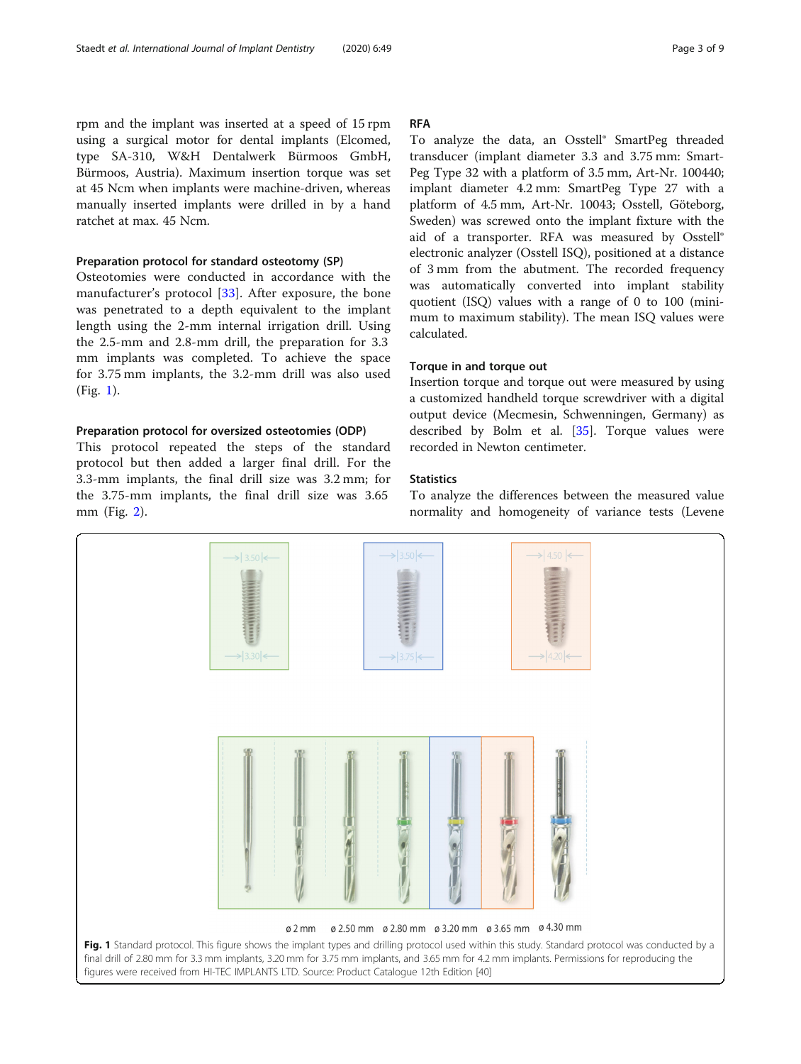rpm and the implant was inserted at a speed of 15 rpm using a surgical motor for dental implants (Elcomed, type SA-310, W&H Dentalwerk Bürmoos GmbH, Bürmoos, Austria). Maximum insertion torque was set at 45 Ncm when implants were machine-driven, whereas manually inserted implants were drilled in by a hand ratchet at max. 45 Ncm.

### Preparation protocol for standard osteotomy (SP)

Osteotomies were conducted in accordance with the manufacturer's protocol [33]. After exposure, the bone was penetrated to a depth equivalent to the implant length using the 2-mm internal irrigation drill. Using the 2.5-mm and 2.8-mm drill, the preparation for 3.3 mm implants was completed. To achieve the space for 3.75 mm implants, the 3.2-mm drill was also used (Fig. 1).

### Preparation protocol for oversized osteotomies (ODP)

This protocol repeated the steps of the standard protocol but then added a larger final drill. For the 3.3-mm implants, the final drill size was 3.2 mm; for the 3.75-mm implants, the final drill size was 3.65 mm (Fig. 2).

### RFA

To analyze the data, an Osstell® SmartPeg threaded transducer (implant diameter 3.3 and 3.75 mm: SmartPeg Type 32 with a platform of 3.5 mm, Art-Nr. 100440; implant diameter 4.2 mm: SmartPeg Type 27 with a platform of 4.5 mm, Art-Nr. 10043; Osstell, Göteborg, Sweden) was screwed onto the implant fixture with the aid of a transporter. RFA was measured by Osstell® electronic analyzer (Osstell ISQ), positioned at a distance of 3 mm from the abutment. The recorded frequency was automatically converted into implant stability quotient (ISQ) values with a range of 0 to 100 (minimum to maximum stability). The mean ISQ values were calculated.

### Torque in and torque out

Insertion torque and torque out were measured by using a customized handheld torque screwdriver with a digital output device (Mecmesin, Schwenningen, Germany) as described by Bolm et al. [35]. Torque values were recorded in Newton centimeter.

### Statistics

To analyze the differences between the measured value normality and homogeneity of variance tests (Levene

**Fig. 1** Standard protocol. This figure shows the implant types and drilling protocol used within this study. Standard protocol was conducted by a final drill of 2.80 mm for 3.3 mm implants, 3.20 mm for 3.75 mm implants, and 3.65 mm for 4.2 mm implants. Permissions for reproducing the figures were received from HI-TEC IMPLANTS LTD. Source: Product Catalogue 12th Edition [40]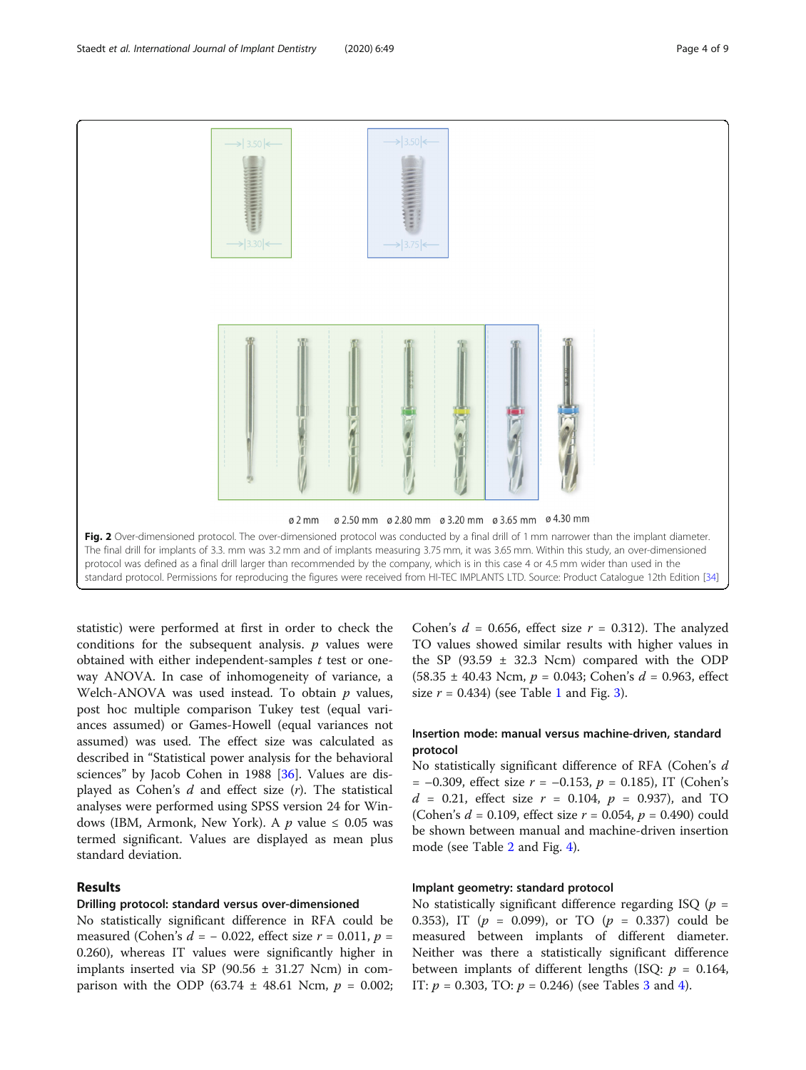**Fig. 2** Over-dimensioned protocol. The over-dimensioned protocol was conducted by a final drill of 1 mm narrower than the implant diameter. The final drill for implants of 3.3. mm was 3.2 mm and of implants measuring 3.75 mm, it was 3.65 mm. Within this study, an over-dimensioned protocol was defined as a final drill larger than recommended by the company, which is in this case 4 or 4.5 mm wider than used in the standard protocol. Permissions for reproducing the figures were received from HI-TEC IMPLANTS LTD. Source: Product Catalogue 12th Edition [34]

statistic) were performed at first in order to check the conditions for the subsequent analysis. $p$ values were obtained with either independent-samples $t$ test or one-way ANOVA. In case of inhomogeneity of variance, a Welch-ANOVA was used instead. To obtain $p$ values, post hoc multiple comparison Tukey test (equal variances assumed) or Games-Howell (equal variances not assumed) was used. The effect size was calculated as described in "Statistical power analysis for the behavioral sciences" by Jacob Cohen in 1988 [36]. Values are displayed as Cohen's $d$ and effect size ($r$). The statistical analyses were performed using SPSS version 24 for Windows (IBM, Armonk, New York). A $p$ value $\leq 0.05$ was termed significant. Values are displayed as mean plus standard deviation.

## Results

### Drilling protocol: standard versus over-dimensioned

No statistically significant difference in RFA could be measured (Cohen's $d = -0.022$, effect size $r = 0.011$, $p = 0.260$), whereas IT values were significantly higher in implants inserted via SP (90.56 ± 31.27 Ncm) in comparison with the ODP (63.74 ± 48.61 Ncm, $p = 0.002$; Cohen's $d = 0.656$, effect size $r = 0.312$). The analyzed TO values showed similar results with higher values in the SP (93.59 ± 32.3 Ncm) compared with the ODP (58.35 ± 40.43 Ncm, $p = 0.043$; Cohen's $d = 0.963$, effect size $r = 0.434$) (see Table 1 and Fig. 3).

### Insertion mode: manual versus machine-driven, standard protocol

No statistically significant difference of RFA (Cohen's $d = -0.309$, effect size $r = -0.153$, $p = 0.185$), IT (Cohen's $d = 0.21$, effect size $r = 0.104$, $p = 0.937$), and TO (Cohen's $d = 0.109$, effect size $r = 0.054$, $p = 0.490$) could be shown between manual and machine-driven insertion mode (see Table 2 and Fig. 4).

### Implant geometry: standard protocol

No statistically significant difference regarding ISQ ($p = 0.353$), IT ($p = 0.099$), or TO ($p = 0.337$) could be measured between implants of different diameter. Neither was there a statistically significant difference between implants of different lengths (ISQ: $p = 0.164$, IT: $p = 0.303$, TO: $p = 0.246$) (see Tables 3 and 4).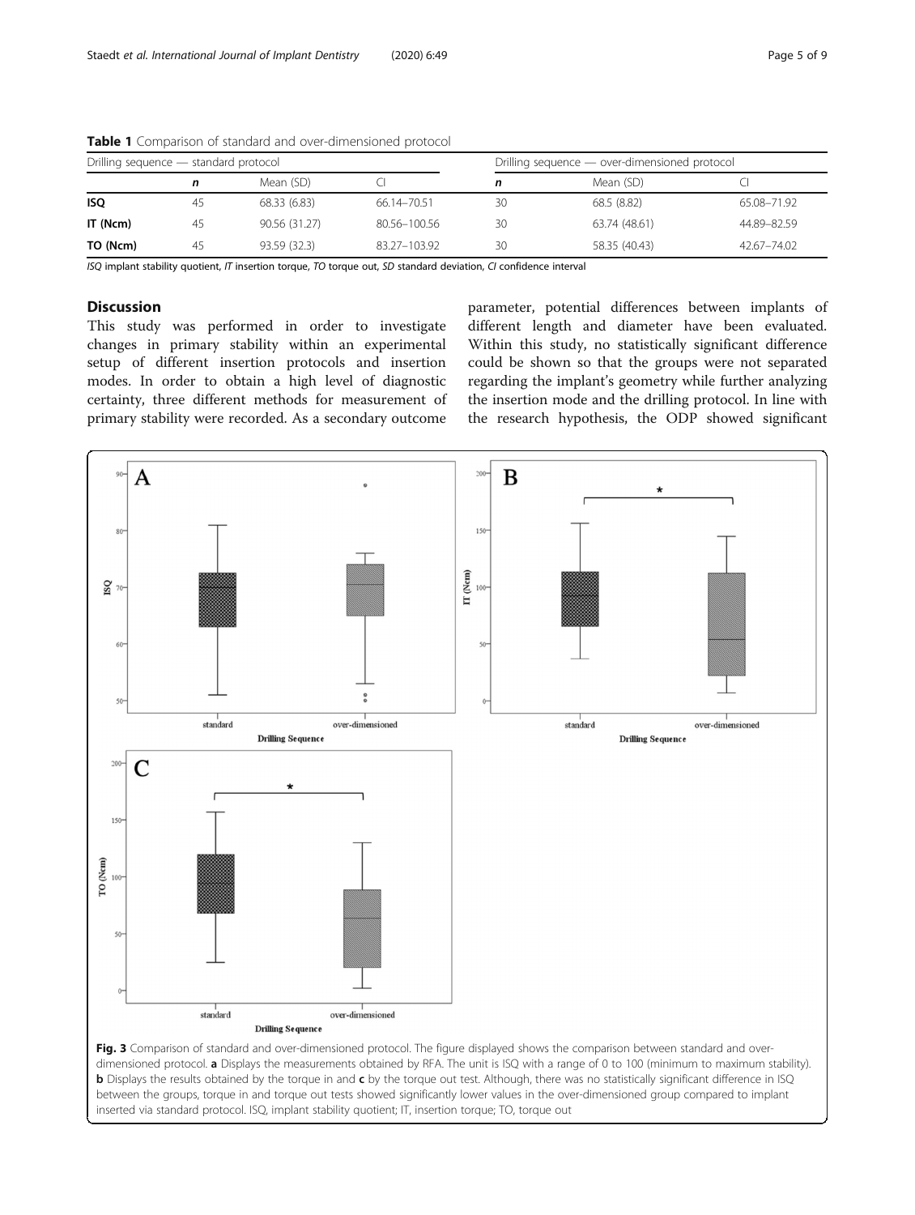**Table 1** Comparison of standard and over-dimensioned protocol

| Drilling sequence — standard protocol | | | | Drilling sequence — over-dimensioned protocol | | |
|---|---|---|---|---|---|---|
| | ***n*** | Mean (SD) | CI | ***n*** | Mean (SD) | CI |
| **ISQ** | 45 | 68.33 (6.83) | 66.14–70.51 | 30 | 68.5 (8.82) | 65.08–71.92 |
| **IT (Ncm)** | 45 | 90.56 (31.27) | 80.56–100.56 | 30 | 63.74 (48.61) | 44.89–82.59 |
| **TO (Ncm)** | 45 | 93.59 (32.3) | 83.27–103.92 | 30 | 58.35 (40.43) | 42.67–74.02 |

*ISQ* implant stability quotient, *IT* insertion torque, *TO* torque out, *SD* standard deviation, *CI* confidence interval

## Discussion

This study was performed in order to investigate changes in primary stability within an experimental setup of different insertion protocols and insertion modes. In order to obtain a high level of diagnostic certainty, three different methods for measurement of primary stability were recorded. As a secondary outcome parameter, potential differences between implants of different length and diameter have been evaluated. Within this study, no statistically significant difference could be shown so that the groups were not separated regarding the implant's geometry while further analyzing the insertion mode and the drilling protocol. In line with the research hypothesis, the ODP showed significant

**Fig. 3** Comparison of standard and over-dimensioned protocol. The figure displayed shows the comparison between standard and over-dimensioned protocol. **a** Displays the measurements obtained by RFA. The unit is ISQ with a range of 0 to 100 (minimum to maximum stability). **b** Displays the results obtained by the torque in and **c** by the torque out test. Although, there was no statistically significant difference in ISQ between the groups, torque in and torque out tests showed significantly lower values in the over-dimensioned group compared to implant inserted via standard protocol. ISQ, implant stability quotient; IT, insertion torque; TO, torque out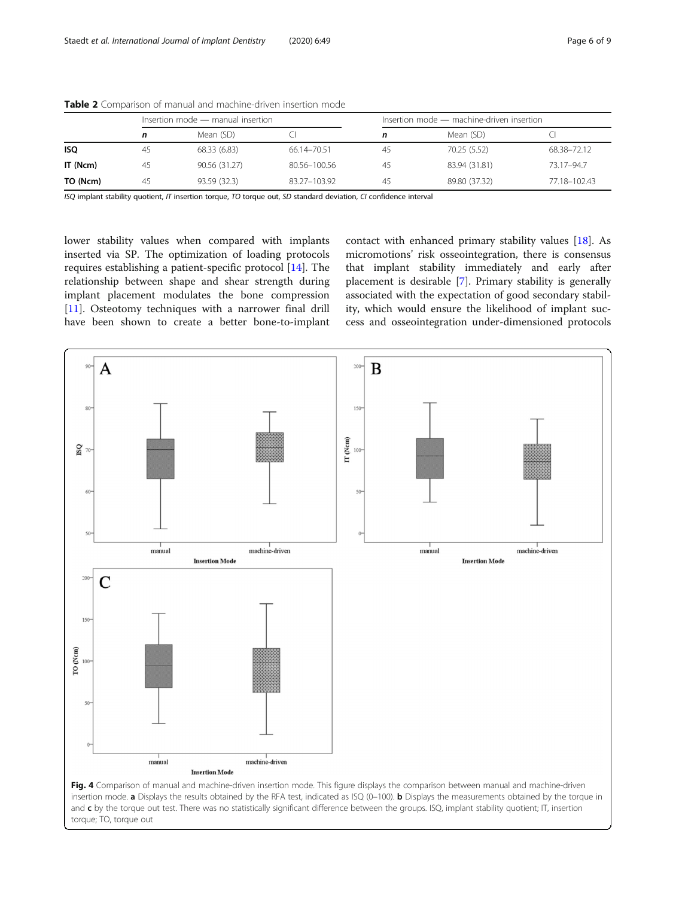**Table 2** Comparison of manual and machine-driven insertion mode

| | Insertion mode — manual insertion | | | Insertion mode — machine-driven insertion | | |
|---|---|---|---|---|---|---|
| | *n* | Mean (SD) | CI | *n* | Mean (SD) | CI |
| **ISQ** | 45 | 68.33 (6.83) | 66.14–70.51 | 45 | 70.25 (5.52) | 68.38–72.12 |
| **IT (Ncm)** | 45 | 90.56 (31.27) | 80.56–100.56 | 45 | 83.94 (31.81) | 73.17–94.7 |
| **TO (Ncm)** | 45 | 93.59 (32.3) | 83.27–103.92 | 45 | 89.80 (37.32) | 77.18–102.43 |

*ISQ* implant stability quotient, *IT* insertion torque, *TO* torque out, *SD* standard deviation, *CI* confidence interval

lower stability values when compared with implants inserted via SP. The optimization of loading protocols requires establishing a patient-specific protocol [14]. The relationship between shape and shear strength during implant placement modulates the bone compression [11]. Osteotomy techniques with a narrower final drill have been shown to create a better bone-to-implant contact with enhanced primary stability values [18]. As micromotions' risk osseointegration, there is consensus that implant stability immediately and early after placement is desirable [7]. Primary stability is generally associated with the expectation of good secondary stability, which would ensure the likelihood of implant success and osseointegration under-dimensioned protocols

**Fig. 4** Comparison of manual and machine-driven insertion mode. This figure displays the comparison between manual and machine-driven insertion mode. **a** Displays the results obtained by the RFA test, indicated as ISQ (0–100). **b** Displays the measurements obtained by the torque in and **c** by the torque out test. There was no statistically significant difference between the groups. ISQ, implant stability quotient; IT, insertion torque; TO, torque out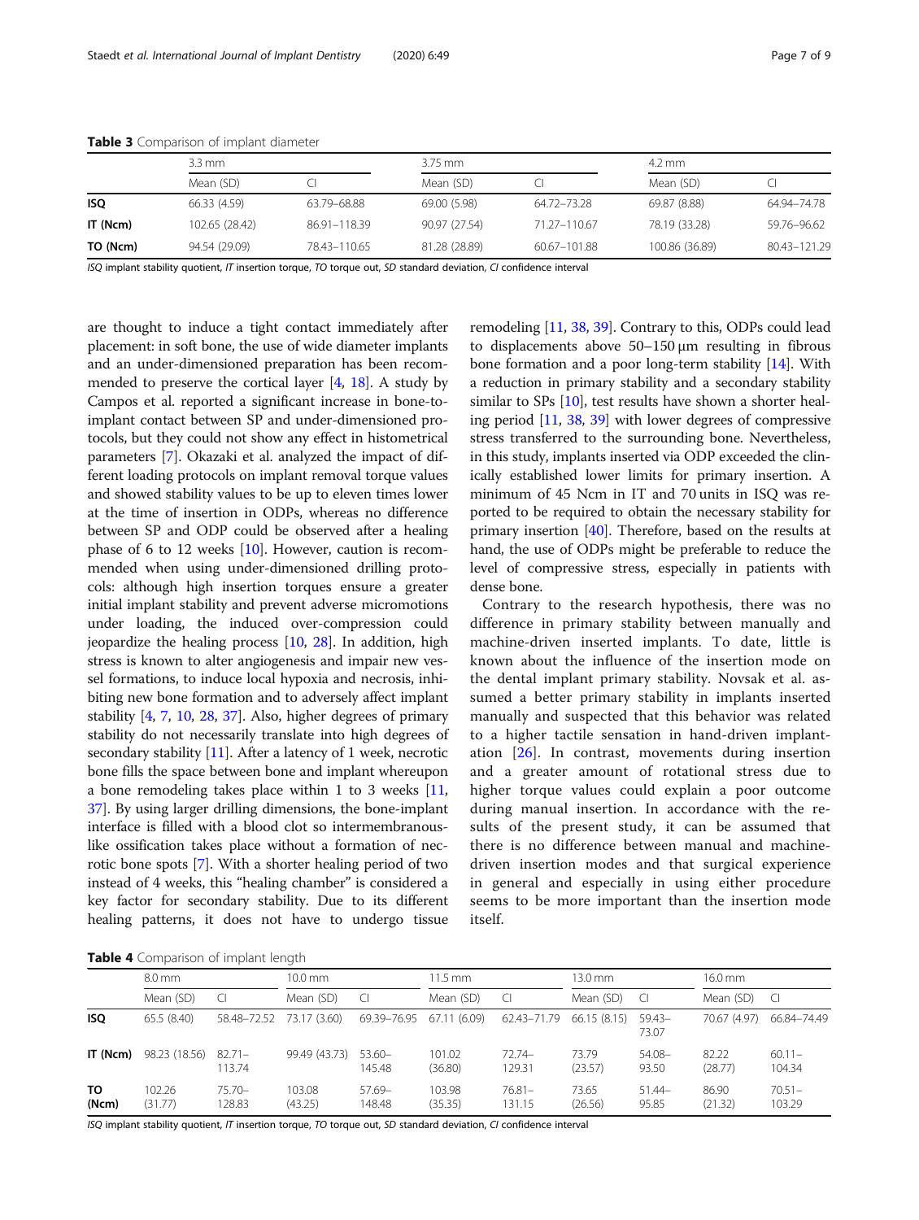**Table 3** Comparison of implant diameter

| | 3.3 mm | | 3.75 mm | | 4.2 mm | |
|---|---|---|---|---|---|---|
| | Mean (SD) | CI | Mean (SD) | CI | Mean (SD) | CI |
| **ISQ** | 66.33 (4.59) | 63.79–68.88 | 69.00 (5.98) | 64.72–73.28 | 69.87 (8.88) | 64.94–74.78 |
| **IT (Ncm)** | 102.65 (28.42) | 86.91–118.39 | 90.97 (27.54) | 71.27–110.67 | 78.19 (33.28) | 59.76–96.62 |
| **TO (Ncm)** | 94.54 (29.09) | 78.43–110.65 | 81.28 (28.89) | 60.67–101.88 | 100.86 (36.89) | 80.43–121.29 |

*ISQ* implant stability quotient, *IT* insertion torque, *TO* torque out, *SD* standard deviation, *CI* confidence interval

are thought to induce a tight contact immediately after placement: in soft bone, the use of wide diameter implants and an under-dimensioned preparation has been recommended to preserve the cortical layer [4, 18]. A study by Campos et al. reported a significant increase in bone-to-implant contact between SP and under-dimensioned protocols, but they could not show any effect in histometrical parameters [7]. Okazaki et al. analyzed the impact of different loading protocols on implant removal torque values and showed stability values to be up to eleven times lower at the time of insertion in ODPs, whereas no difference between SP and ODP could be observed after a healing phase of 6 to 12 weeks [10]. However, caution is recommended when using under-dimensioned drilling protocols: although high insertion torques ensure a greater initial implant stability and prevent adverse micromotions under loading, the induced over-compression could jeopardize the healing process [10, 28]. In addition, high stress is known to alter angiogenesis and impair new vessel formations, to induce local hypoxia and necrosis, inhibiting new bone formation and to adversely affect implant stability [4, 7, 10, 28, 37]. Also, higher degrees of primary stability do not necessarily translate into high degrees of secondary stability [11]. After a latency of 1 week, necrotic bone fills the space between bone and implant whereupon a bone remodeling takes place within 1 to 3 weeks [11, 37]. By using larger drilling dimensions, the bone-implant interface is filled with a blood clot so intermembranous-like ossification takes place without a formation of necrotic bone spots [7]. With a shorter healing period of two instead of 4 weeks, this "healing chamber" is considered a key factor for secondary stability. Due to its different healing patterns, it does not have to undergo tissue remodeling [11, 38, 39]. Contrary to this, ODPs could lead to displacements above 50–150 μm resulting in fibrous bone formation and a poor long-term stability [14]. With a reduction in primary stability and a secondary stability similar to SPs [10], test results have shown a shorter healing period [11, 38, 39] with lower degrees of compressive stress transferred to the surrounding bone. Nevertheless, in this study, implants inserted via ODP exceeded the clinically established lower limits for primary insertion. A minimum of 45 Ncm in IT and 70 units in ISQ was reported to be required to obtain the necessary stability for primary insertion [40]. Therefore, based on the results at hand, the use of ODPs might be preferable to reduce the level of compressive stress, especially in patients with dense bone.

Contrary to the research hypothesis, there was no difference in primary stability between manually and machine-driven inserted implants. To date, little is known about the influence of the insertion mode on the dental implant primary stability. Novsak et al. assumed a better primary stability in implants inserted manually and suspected that this behavior was related to a higher tactile sensation in hand-driven implantation [26]. In contrast, movements during insertion and a greater amount of rotational stress due to higher torque values could explain a poor outcome during manual insertion. In accordance with the results of the present study, it can be assumed that there is no difference between manual and machine-driven insertion modes and that surgical experience in general and especially in using either procedure seems to be more important than the insertion mode itself.

**Table 4** Comparison of implant length

| | 8.0 mm | | 10.0 mm | | 11.5 mm | | 13.0 mm | | 16.0 mm | |
|---|---|---|---|---|---|---|---|---|---|---|
| | Mean (SD) | CI | Mean (SD) | CI | Mean (SD) | CI | Mean (SD) | CI | Mean (SD) | CI |
| **ISQ** | 65.5 (8.40) | 58.48–72.52 | 73.17 (3.60) | 69.39–76.95 | 67.11 (6.09) | 62.43–71.79 | 66.15 (8.15) | 59.43–73.07 | 70.67 (4.97) | 66.84–74.49 |
| **IT (Ncm)** | 98.23 (18.56) | 82.71–113.74 | 99.49 (43.73) | 53.60–145.48 | 101.02 (36.80) | 72.74–129.31 | 73.79 (23.57) | 54.08–93.50 | 82.22 (28.77) | 60.11–104.34 |
| **TO (Ncm)** | 102.26 (31.77) | 75.70–128.83 | 103.08 (43.25) | 57.69–148.48 | 103.98 (35.35) | 76.81–131.15 | 73.65 (26.56) | 51.44–95.85 | 86.90 (21.32) | 70.51–103.29 |

*ISQ* implant stability quotient, *IT* insertion torque, *TO* torque out, *SD* standard deviation, *CI* confidence interval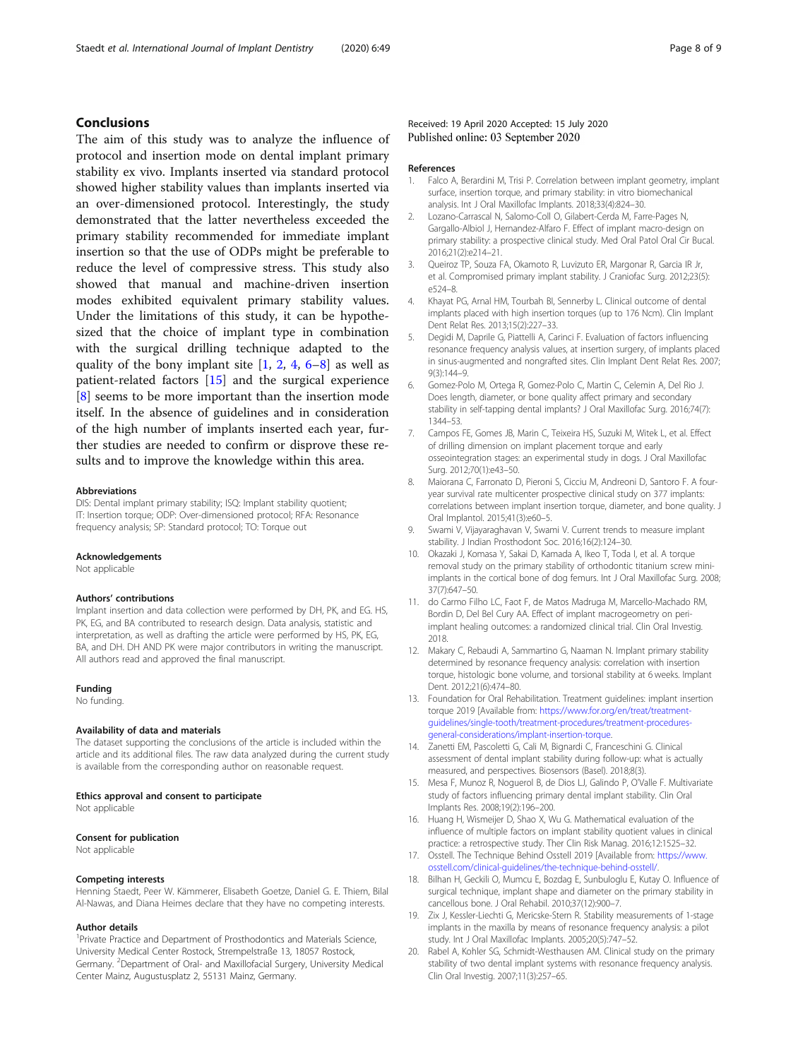## Conclusions

The aim of this study was to analyze the influence of protocol and insertion mode on dental implant primary stability ex vivo. Implants inserted via standard protocol showed higher stability values than implants inserted via an over-dimensioned protocol. Interestingly, the study demonstrated that the latter nevertheless exceeded the primary stability recommended for immediate implant insertion so that the use of ODPs might be preferable to reduce the level of compressive stress. This study also showed that manual and machine-driven insertion modes exhibited equivalent primary stability values. Under the limitations of this study, it can be hypothesized that the choice of implant type in combination with the surgical drilling technique adapted to the quality of the bony implant site [1, 2, 4, 6–8] as well as patient-related factors [15] and the surgical experience [8] seems to be more important than the insertion mode itself. In the absence of guidelines and in consideration of the high number of implants inserted each year, further studies are needed to confirm or disprove these results and to improve the knowledge within this area.

#### Abbreviations

DIS: Dental implant primary stability; ISQ: Implant stability quotient; IT: Insertion torque; ODP: Over-dimensioned protocol; RFA: Resonance frequency analysis; SP: Standard protocol; TO: Torque out

#### Acknowledgements

Not applicable

#### Authors' contributions

Implant insertion and data collection were performed by DH, PK, and EG. HS, PK, EG, and BA contributed to research design. Data analysis, statistic and interpretation, as well as drafting the article were performed by HS, PK, EG, BA, and DH. DH AND PK were major contributors in writing the manuscript. All authors read and approved the final manuscript.

#### Funding

No funding.

#### Availability of data and materials

The dataset supporting the conclusions of the article is included within the article and its additional files. The raw data analyzed during the current study is available from the corresponding author on reasonable request.

#### Ethics approval and consent to participate

Not applicable

#### Consent for publication

Not applicable

#### Competing interests

Henning Staedt, Peer W. Kämmerer, Elisabeth Goetze, Daniel G. E. Thiem, Bilal Al-Nawas, and Diana Heimes declare that they have no competing interests.

#### Author details

[1]Private Practice and Department of Prosthodontics and Materials Science, University Medical Center Rostock, Strempelstraße 13, 18057 Rostock, Germany. [2]Department of Oral- and Maxillofacial Surgery, University Medical Center Mainz, Augustusplatz 2, 55131 Mainz, Germany.

Received: 19 April 2020 Accepted: 15 July 2020
Published online: 03 September 2020

#### References

1. Falco A, Berardini M, Trisi P. Correlation between implant geometry, implant surface, insertion torque, and primary stability: in vitro biomechanical analysis. Int J Oral Maxillofac Implants. 2018;33(4):824–30.
2. Lozano-Carrascal N, Salomo-Coll O, Gilabert-Cerda M, Farre-Pages N, Gargallo-Albiol J, Hernandez-Alfaro F. Effect of implant macro-design on primary stability: a prospective clinical study. Med Oral Patol Oral Cir Bucal. 2016;21(2):e214–21.
3. Queiroz TP, Souza FA, Okamoto R, Luvizuto ER, Margonar R, Garcia IR Jr, et al. Compromised primary implant stability. J Craniofac Surg. 2012;23(5):e524–8.
4. Khayat PG, Arnal HM, Tourbah BI, Sennerby L. Clinical outcome of dental implants placed with high insertion torques (up to 176 Ncm). Clin Implant Dent Relat Res. 2013;15(2):227–33.
5. Degidi M, Daprile G, Piattelli A, Carinci F. Evaluation of factors influencing resonance frequency analysis values, at insertion surgery, of implants placed in sinus-augmented and nongrafted sites. Clin Implant Dent Relat Res. 2007;9(3):144–9.
6. Gomez-Polo M, Ortega R, Gomez-Polo C, Martin C, Celemin A, Del Rio J. Does length, diameter, or bone quality affect primary and secondary stability in self-tapping dental implants? J Oral Maxillofac Surg. 2016;74(7):1344–53.
7. Campos FE, Gomes JB, Marin C, Teixeira HS, Suzuki M, Witek L, et al. Effect of drilling dimension on implant placement torque and early osseointegration stages: an experimental study in dogs. J Oral Maxillofac Surg. 2012;70(1):e43–50.
8. Maiorana C, Farronato D, Pieroni S, Cicciu M, Andreoni D, Santoro F. A four-year survival rate multicenter prospective clinical study on 377 implants: correlations between implant insertion torque, diameter, and bone quality. J Oral Implantol. 2015;41(3):e60–5.
9. Swami V, Vijayaraghavan V, Swami V. Current trends to measure implant stability. J Indian Prosthodont Soc. 2016;16(2):124–30.
10. Okazaki J, Komasa Y, Sakai D, Kamada A, Ikeo T, Toda I, et al. A torque removal study on the primary stability of orthodontic titanium screw mini-implants in the cortical bone of dog femurs. Int J Oral Maxillofac Surg. 2008;37(7):647–50.
11. do Carmo Filho LC, Faot F, de Matos Madruga M, Marcello-Machado RM, Bordin D, Del Bel Cury AA. Effect of implant macrogeometry on peri-implant healing outcomes: a randomized clinical trial. Clin Oral Investig. 2018.
12. Makary C, Rebaudi A, Sammartino G, Naaman N. Implant primary stability determined by resonance frequency analysis: correlation with insertion torque, histologic bone volume, and torsional stability at 6 weeks. Implant Dent. 2012;21(6):474–80.
13. Foundation for Oral Rehabilitation. Treatment guidelines: implant insertion torque 2019 [Available from: https://www.for.org/en/treat/treatment-guidelines/single-tooth/treatment-procedures/treatment-procedures-general-considerations/implant-insertion-torque.
14. Zanetti EM, Pascoletti G, Cali M, Bignardi C, Franceschini G. Clinical assessment of dental implant stability during follow-up: what is actually measured, and perspectives. Biosensors (Basel). 2018;8(3).
15. Mesa F, Munoz R, Noguerol B, de Dios LJ, Galindo P, O'Valle F. Multivariate study of factors influencing primary dental implant stability. Clin Oral Implants Res. 2008;19(2):196–200.
16. Huang H, Wismeijer D, Shao X, Wu G. Mathematical evaluation of the influence of multiple factors on implant stability quotient values in clinical practice: a retrospective study. Ther Clin Risk Manag. 2016;12:1525–32.
17. Osstell. The Technique Behind Osstell 2019 [Available from: https://www.osstell.com/clinical-guidelines/the-technique-behind-osstell/.
18. Bilhan H, Geckili O, Mumcu E, Bozdag E, Sunbuloglu E, Kutay O. Influence of surgical technique, implant shape and diameter on the primary stability in cancellous bone. J Oral Rehabil. 2010;37(12):900–7.
19. Zix J, Kessler-Liechti G, Mericske-Stern R. Stability measurements of 1-stage implants in the maxilla by means of resonance frequency analysis: a pilot study. Int J Oral Maxillofac Implants. 2005;20(5):747–52.
20. Rabel A, Kohler SG, Schmidt-Westhausen AM. Clinical study on the primary stability of two dental implant systems with resonance frequency analysis. Clin Oral Investig. 2007;11(3):257–65.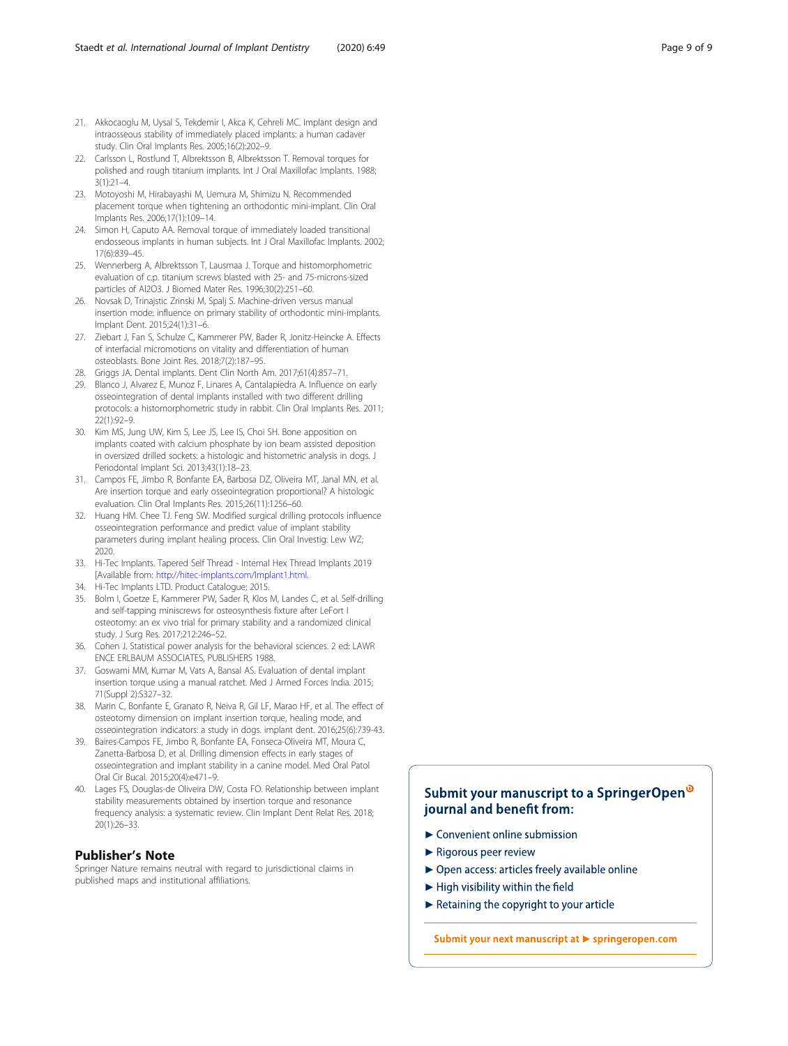21. Akkocaoglu M, Uysal S, Tekdemir I, Akca K, Cehreli MC. Implant design and intraosseous stability of immediately placed implants: a human cadaver study. Clin Oral Implants Res. 2005;16(2):202–9.
22. Carlsson L, Rostlund T, Albrektsson B, Albrektsson T. Removal torques for polished and rough titanium implants. Int J Oral Maxillofac Implants. 1988; 3(1):21–4.
23. Motoyoshi M, Hirabayashi M, Uemura M, Shimizu N. Recommended placement torque when tightening an orthodontic mini-implant. Clin Oral Implants Res. 2006;17(1):109–14.
24. Simon H, Caputo AA. Removal torque of immediately loaded transitional endosseous implants in human subjects. Int J Oral Maxillofac Implants. 2002; 17(6):839–45.
25. Wennerberg A, Albrektsson T, Lausmaa J. Torque and histomorphometric evaluation of c.p. titanium screws blasted with 25- and 75-microns-sized particles of Al2O3. J Biomed Mater Res. 1996;30(2):251–60.
26. Novsak D, Trinajstic Zrinski M, Spalj S. Machine-driven versus manual insertion mode: influence on primary stability of orthodontic mini-implants. Implant Dent. 2015;24(1):31–6.
27. Ziebart J, Fan S, Schulze C, Kammerer PW, Bader R, Jonitz-Heincke A. Effects of interfacial micromotions on vitality and differentiation of human osteoblasts. Bone Joint Res. 2018;7(2):187–95.
28. Griggs JA. Dental implants. Dent Clin North Am. 2017;61(4):857–71.
29. Blanco J, Alvarez E, Munoz F, Linares A, Cantalapiedra A. Influence on early osseointegration of dental implants installed with two different drilling protocols: a histomorphometric study in rabbit. Clin Oral Implants Res. 2011; 22(1):92–9.
30. Kim MS, Jung UW, Kim S, Lee JS, Lee IS, Choi SH. Bone apposition on implants coated with calcium phosphate by ion beam assisted deposition in oversized drilled sockets: a histologic and histometric analysis in dogs. J Periodontal Implant Sci. 2013;43(1):18–23.
31. Campos FE, Jimbo R, Bonfante EA, Barbosa DZ, Oliveira MT, Janal MN, et al. Are insertion torque and early osseointegration proportional? A histologic evaluation. Clin Oral Implants Res. 2015;26(11):1256–60.
32. Huang HM. Chee TJ. Feng SW. Modified surgical drilling protocols influence osseointegration performance and predict value of implant stability parameters during implant healing process. Clin Oral Investig: Lew WZ; 2020.
33. Hi-Tec Implants. Tapered Self Thread - Internal Hex Thread Implants 2019 [Available from: http://hitec-implants.com/Implant1.html.
34. Hi-Tec Implants LTD. Product Catalogue; 2015.
35. Bolm I, Goetze E, Kammerer PW, Sader R, Klos M, Landes C, et al. Self-drilling and self-tapping miniscrews for osteosynthesis fixture after LeFort I osteotomy: an ex vivo trial for primary stability and a randomized clinical study. J Surg Res. 2017;212:246–52.
36. Cohen J. Statistical power analysis for the behavioral sciences. 2 ed: LAWRENCE ERLBAUM ASSOCIATES, PUBLISHERS 1988.
37. Goswami MM, Kumar M, Vats A, Bansal AS. Evaluation of dental implant insertion torque using a manual ratchet. Med J Armed Forces India. 2015; 71(Suppl 2):S327–32.
38. Marin C, Bonfante E, Granato R, Neiva R, Gil LF, Marao HF, et al. The effect of osteotomy dimension on implant insertion torque, healing mode, and osseointegration indicators: a study in dogs. implant dent. 2016;25(6):739-43.
39. Baires-Campos FE, Jimbo R, Bonfante EA, Fonseca-Oliveira MT, Moura C, Zanetta-Barbosa D, et al. Drilling dimension effects in early stages of osseointegration and implant stability in a canine model. Med Oral Patol Oral Cir Bucal. 2015;20(4):e471–9.
40. Lages FS, Douglas-de Oliveira DW, Costa FO. Relationship between implant stability measurements obtained by insertion torque and resonance frequency analysis: a systematic review. Clin Implant Dent Relat Res. 2018; 20(1):26–33.

## Publisher's Note

Springer Nature remains neutral with regard to jurisdictional claims in published maps and institutional affiliations.

**Submit your manuscript to a SpringerOpen journal and benefit from:**

- Convenient online submission
- Rigorous peer review
- Open access: articles freely available online
- High visibility within the field
- Retaining the copyright to your article

Submit your next manuscript at ► springeropen.com